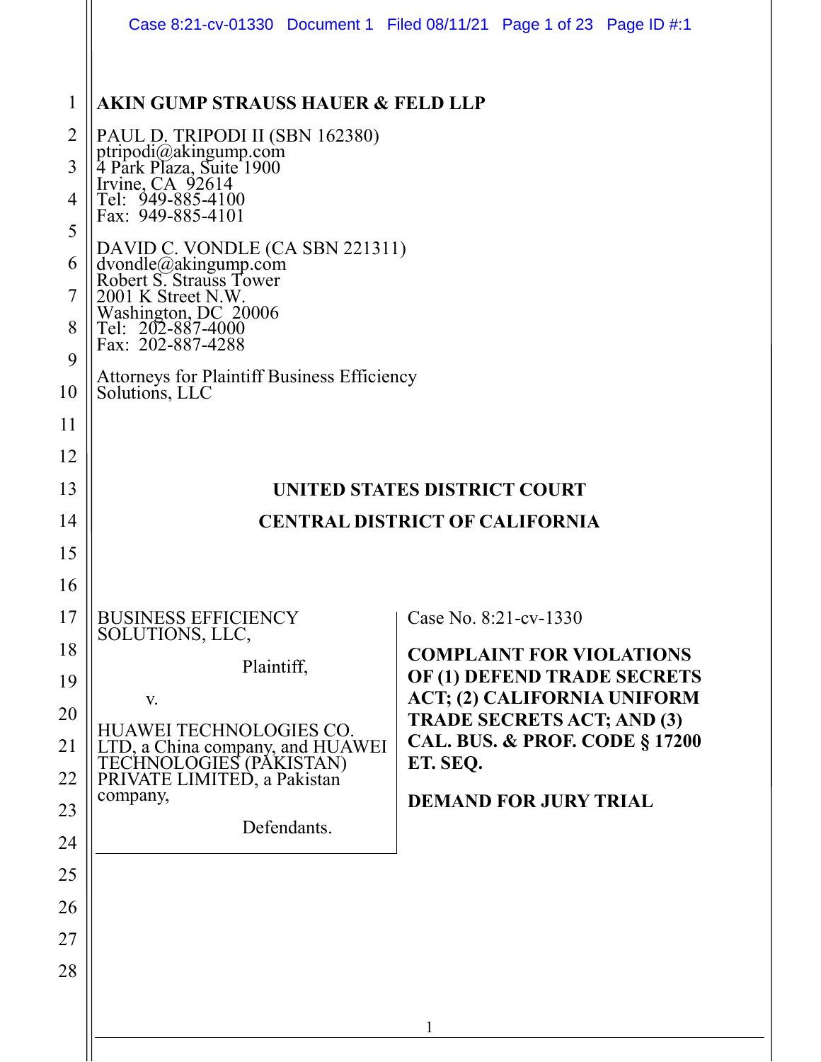**AKIN GUMP STRAUSS HAUER & FELD LLP**

PAUL D. TRIPODI II (SBN 162380)
ptripodi@akingump.com
4 Park Plaza, Suite 1900
Irvine, CA 92614
Tel: 949-885-4100
Fax: 949-885-4101

DAVID C. VONDLE (CA SBN 221311)
dvondle@akingump.com
Robert S. Strauss Tower
2001 K Street N.W.
Washington, DC 20006
Tel: 202-887-4000
Fax: 202-887-4288

Attorneys for Plaintiff Business Efficiency Solutions, LLC

**UNITED STATES DISTRICT COURT**

**CENTRAL DISTRICT OF CALIFORNIA**

| | |
|---|---|
| BUSINESS EFFICIENCY SOLUTIONS, LLC,<br><br>Plaintiff,<br><br>v.<br><br>HUAWEI TECHNOLOGIES CO. LTD, a China company, and HUAWEI TECHNOLOGIES (PAKISTAN) PRIVATE LIMITED, a Pakistan company,<br><br>Defendants. | Case No. 8:21-cv-1330<br><br>**COMPLAINT FOR VIOLATIONS OF (1) DEFEND TRADE SECRETS ACT; (2) CALIFORNIA UNIFORM TRADE SECRETS ACT; AND (3) CAL. BUS. & PROF. CODE § 17200 ET. SEQ.**<br><br>**DEMAND FOR JURY TRIAL** |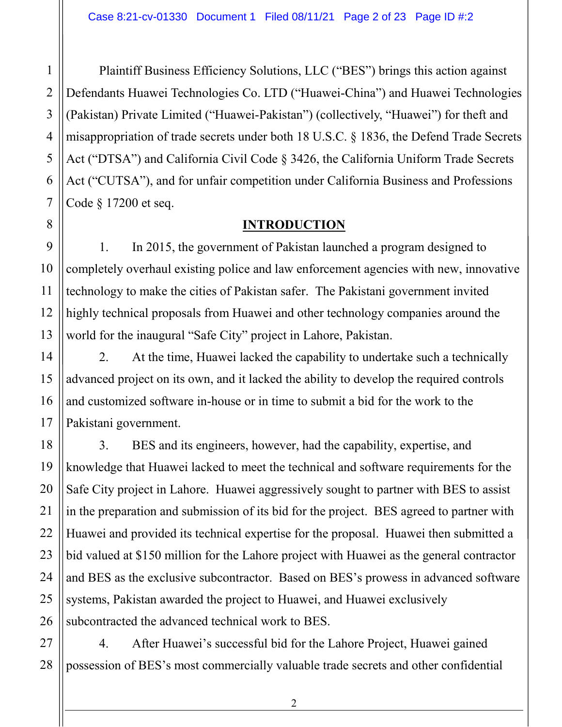Plaintiff Business Efficiency Solutions, LLC ("BES") brings this action against Defendants Huawei Technologies Co. LTD ("Huawei-China") and Huawei Technologies (Pakistan) Private Limited ("Huawei-Pakistan") (collectively, "Huawei") for theft and misappropriation of trade secrets under both 18 U.S.C. § 1836, the Defend Trade Secrets Act ("DTSA") and California Civil Code § 3426, the California Uniform Trade Secrets Act ("CUTSA"), and for unfair competition under California Business and Professions Code § 17200 et seq.

## INTRODUCTION

1. In 2015, the government of Pakistan launched a program designed to completely overhaul existing police and law enforcement agencies with new, innovative technology to make the cities of Pakistan safer. The Pakistani government invited highly technical proposals from Huawei and other technology companies around the world for the inaugural "Safe City" project in Lahore, Pakistan.

2. At the time, Huawei lacked the capability to undertake such a technically advanced project on its own, and it lacked the ability to develop the required controls and customized software in-house or in time to submit a bid for the work to the Pakistani government.

3. BES and its engineers, however, had the capability, expertise, and knowledge that Huawei lacked to meet the technical and software requirements for the Safe City project in Lahore. Huawei aggressively sought to partner with BES to assist in the preparation and submission of its bid for the project. BES agreed to partner with Huawei and provided its technical expertise for the proposal. Huawei then submitted a bid valued at $150 million for the Lahore project with Huawei as the general contractor and BES as the exclusive subcontractor. Based on BES's prowess in advanced software systems, Pakistan awarded the project to Huawei, and Huawei exclusively subcontracted the advanced technical work to BES.

4. After Huawei's successful bid for the Lahore Project, Huawei gained possession of BES's most commercially valuable trade secrets and other confidential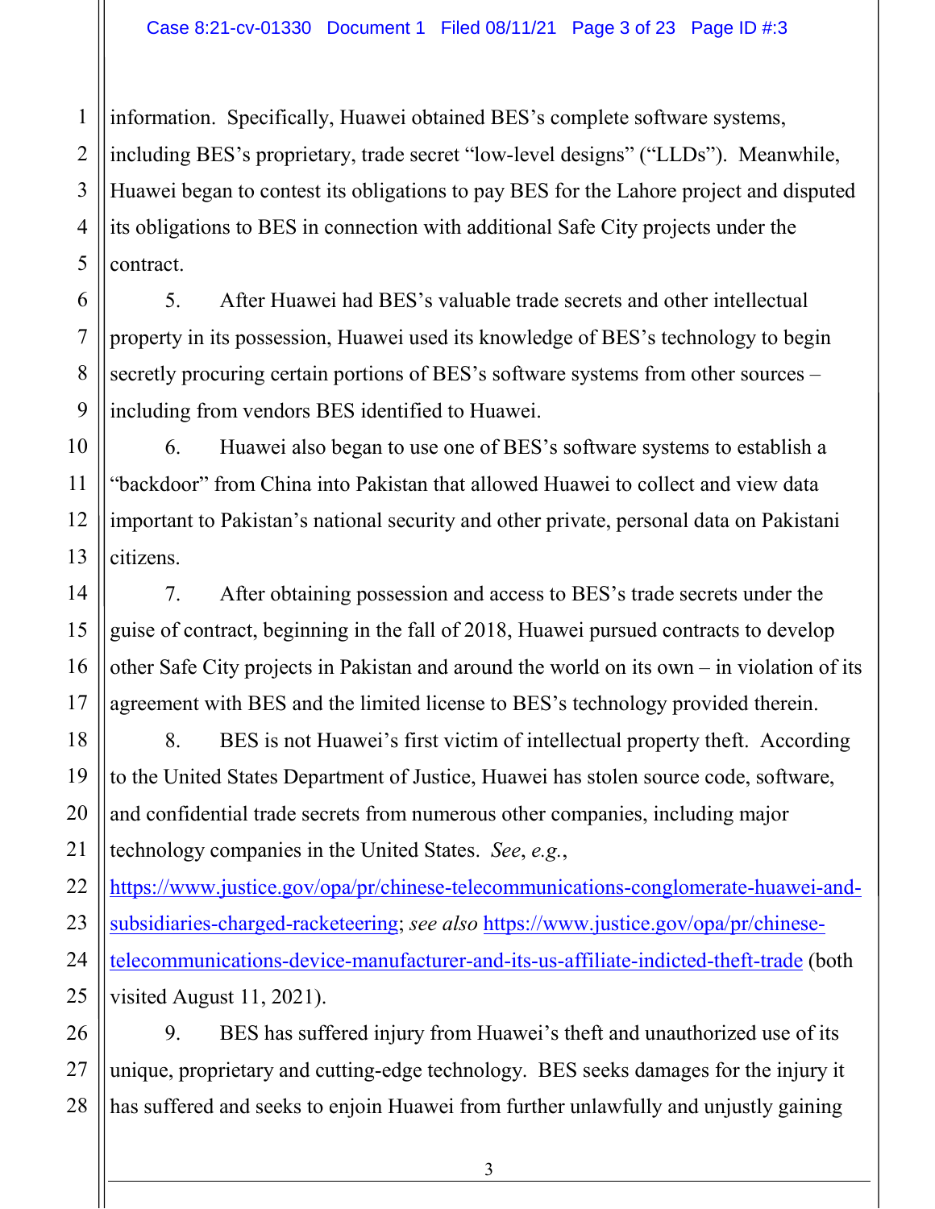information. Specifically, Huawei obtained BES's complete software systems, including BES's proprietary, trade secret "low-level designs" ("LLDs"). Meanwhile, Huawei began to contest its obligations to pay BES for the Lahore project and disputed its obligations to BES in connection with additional Safe City projects under the contract.

5. After Huawei had BES's valuable trade secrets and other intellectual property in its possession, Huawei used its knowledge of BES's technology to begin secretly procuring certain portions of BES's software systems from other sources – including from vendors BES identified to Huawei.

6. Huawei also began to use one of BES's software systems to establish a "backdoor" from China into Pakistan that allowed Huawei to collect and view data important to Pakistan's national security and other private, personal data on Pakistani citizens.

7. After obtaining possession and access to BES's trade secrets under the guise of contract, beginning in the fall of 2018, Huawei pursued contracts to develop other Safe City projects in Pakistan and around the world on its own – in violation of its agreement with BES and the limited license to BES's technology provided therein.

8. BES is not Huawei's first victim of intellectual property theft. According to the United States Department of Justice, Huawei has stolen source code, software, and confidential trade secrets from numerous other companies, including major technology companies in the United States. *See*, *e.g.*, https://www.justice.gov/opa/pr/chinese-telecommunications-conglomerate-huawei-and-subsidiaries-charged-racketeering; *see also* https://www.justice.gov/opa/pr/chinese-telecommunications-device-manufacturer-and-its-us-affiliate-indicted-theft-trade (both visited August 11, 2021).

9. BES has suffered injury from Huawei's theft and unauthorized use of its unique, proprietary and cutting-edge technology. BES seeks damages for the injury it has suffered and seeks to enjoin Huawei from further unlawfully and unjustly gaining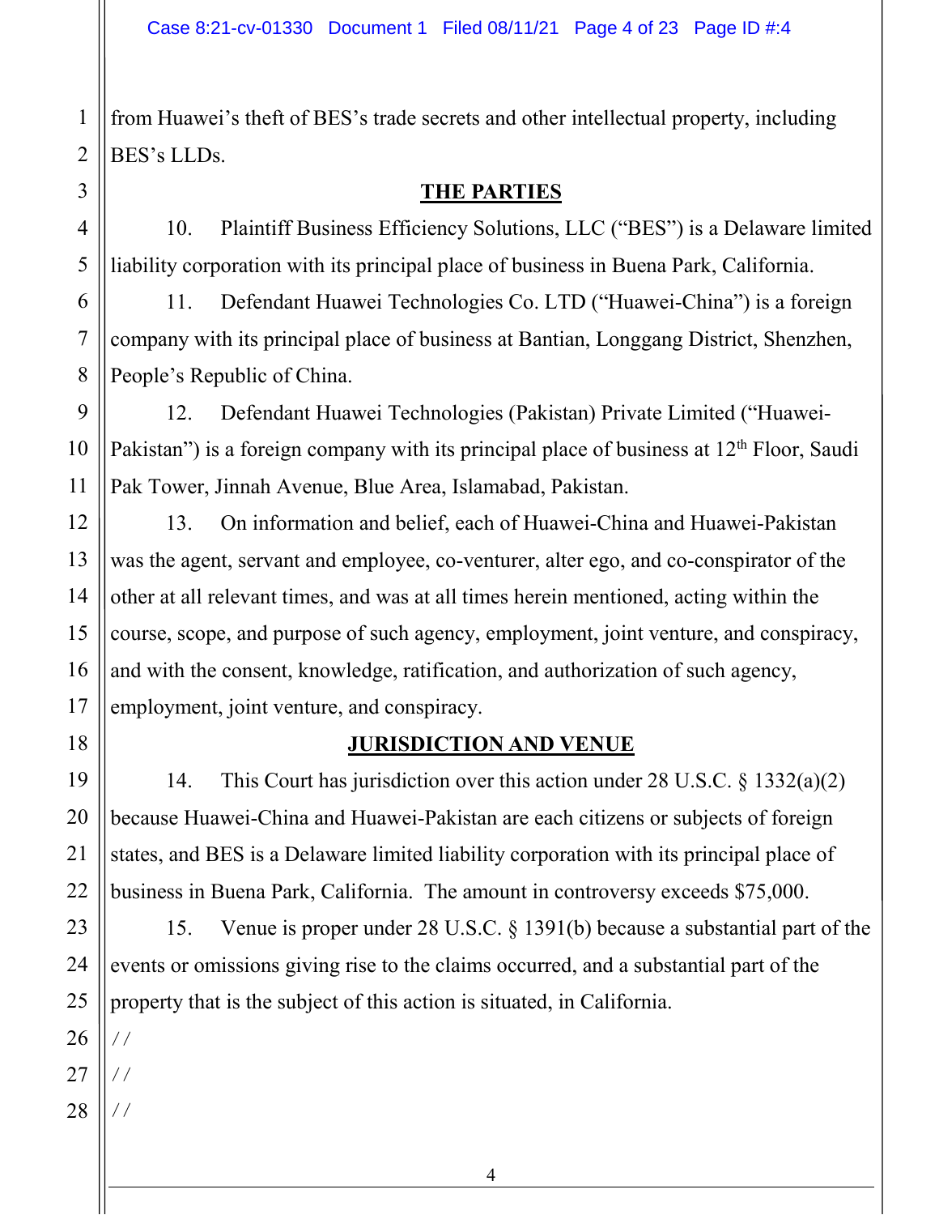from Huawei's theft of BES's trade secrets and other intellectual property, including BES's LLDs.

## THE PARTIES

10. Plaintiff Business Efficiency Solutions, LLC ("BES") is a Delaware limited liability corporation with its principal place of business in Buena Park, California.

11. Defendant Huawei Technologies Co. LTD ("Huawei-China") is a foreign company with its principal place of business at Bantian, Longgang District, Shenzhen, People's Republic of China.

12. Defendant Huawei Technologies (Pakistan) Private Limited ("Huawei-Pakistan") is a foreign company with its principal place of business at 12th Floor, Saudi Pak Tower, Jinnah Avenue, Blue Area, Islamabad, Pakistan.

13. On information and belief, each of Huawei-China and Huawei-Pakistan was the agent, servant and employee, co-venturer, alter ego, and co-conspirator of the other at all relevant times, and was at all times herein mentioned, acting within the course, scope, and purpose of such agency, employment, joint venture, and conspiracy, and with the consent, knowledge, ratification, and authorization of such agency, employment, joint venture, and conspiracy.

## JURISDICTION AND VENUE

14. This Court has jurisdiction over this action under 28 U.S.C. § 1332(a)(2) because Huawei-China and Huawei-Pakistan are each citizens or subjects of foreign states, and BES is a Delaware limited liability corporation with its principal place of business in Buena Park, California. The amount in controversy exceeds $75,000.

15. Venue is proper under 28 U.S.C. § 1391(b) because a substantial part of the events or omissions giving rise to the claims occurred, and a substantial part of the property that is the subject of this action is situated, in California.

/ /

/ /

/ /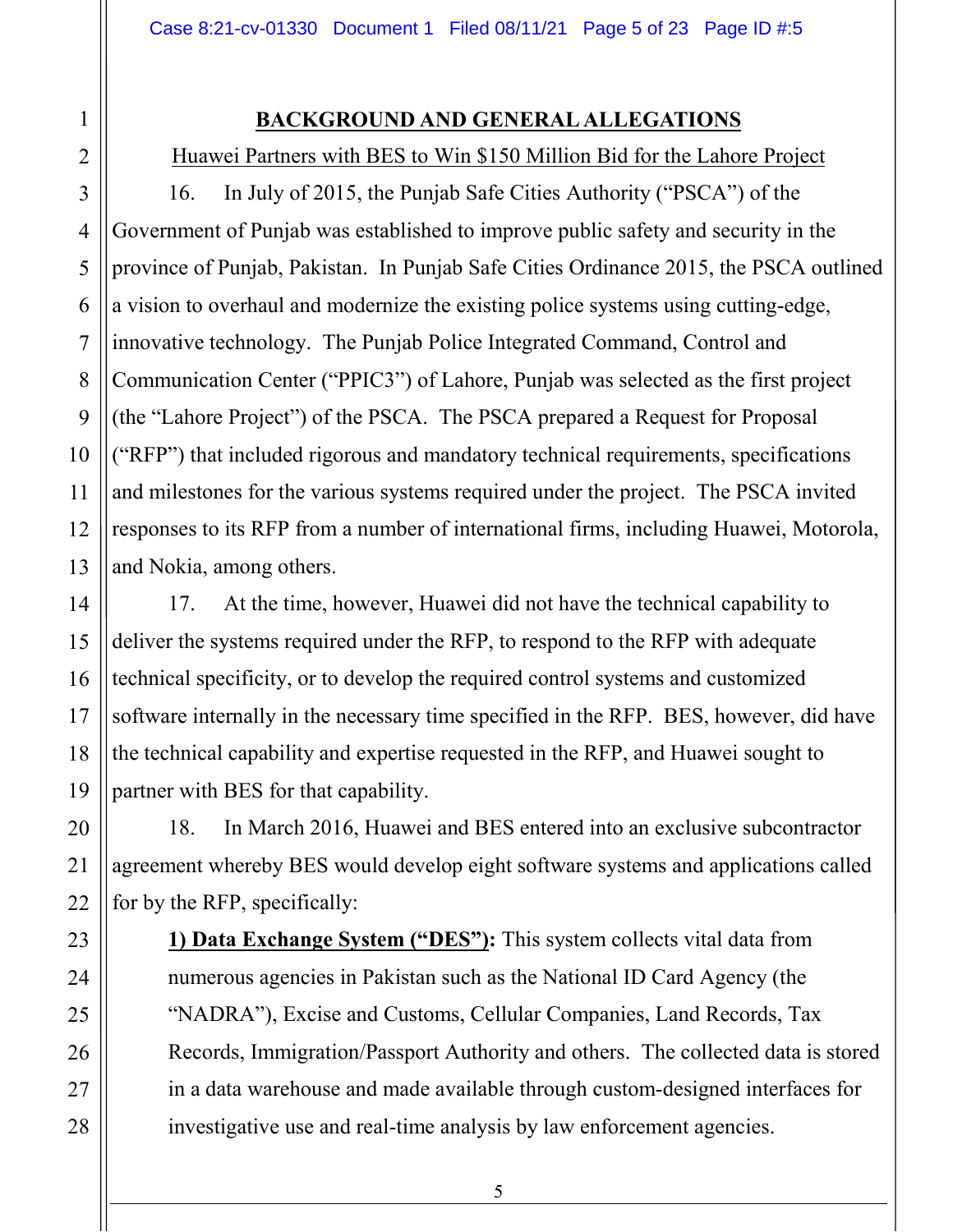## BACKGROUND AND GENERAL ALLEGATIONS

### Huawei Partners with BES to Win $150 Million Bid for the Lahore Project

16. In July of 2015, the Punjab Safe Cities Authority ("PSCA") of the Government of Punjab was established to improve public safety and security in the province of Punjab, Pakistan. In Punjab Safe Cities Ordinance 2015, the PSCA outlined a vision to overhaul and modernize the existing police systems using cutting-edge, innovative technology. The Punjab Police Integrated Command, Control and Communication Center ("PPIC3") of Lahore, Punjab was selected as the first project (the "Lahore Project") of the PSCA. The PSCA prepared a Request for Proposal ("RFP") that included rigorous and mandatory technical requirements, specifications and milestones for the various systems required under the project. The PSCA invited responses to its RFP from a number of international firms, including Huawei, Motorola, and Nokia, among others.

17. At the time, however, Huawei did not have the technical capability to deliver the systems required under the RFP, to respond to the RFP with adequate technical specificity, or to develop the required control systems and customized software internally in the necessary time specified in the RFP. BES, however, did have the technical capability and expertise requested in the RFP, and Huawei sought to partner with BES for that capability.

18. In March 2016, Huawei and BES entered into an exclusive subcontractor agreement whereby BES would develop eight software systems and applications called for by the RFP, specifically:

**1) Data Exchange System ("DES"):** This system collects vital data from numerous agencies in Pakistan such as the National ID Card Agency (the "NADRA"), Excise and Customs, Cellular Companies, Land Records, Tax Records, Immigration/Passport Authority and others. The collected data is stored in a data warehouse and made available through custom-designed interfaces for investigative use and real-time analysis by law enforcement agencies.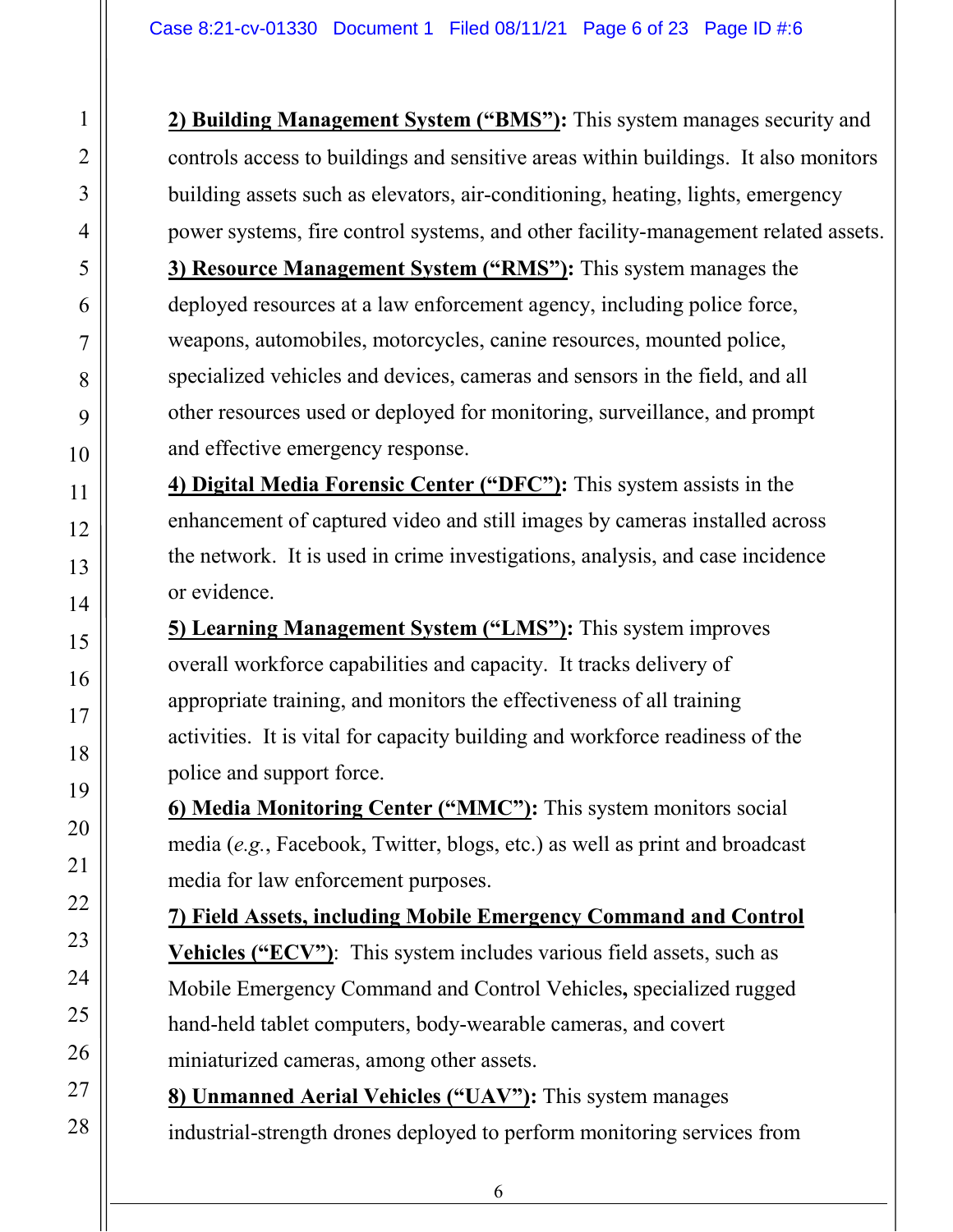**2) Building Management System (“BMS”):** This system manages security and controls access to buildings and sensitive areas within buildings. It also monitors building assets such as elevators, air-conditioning, heating, lights, emergency power systems, fire control systems, and other facility-management related assets.

**3) Resource Management System (“RMS”):** This system manages the deployed resources at a law enforcement agency, including police force, weapons, automobiles, motorcycles, canine resources, mounted police, specialized vehicles and devices, cameras and sensors in the field, and all other resources used or deployed for monitoring, surveillance, and prompt and effective emergency response.

**4) Digital Media Forensic Center (“DFC”):** This system assists in the enhancement of captured video and still images by cameras installed across the network. It is used in crime investigations, analysis, and case incidence or evidence.

**5) Learning Management System (“LMS”):** This system improves overall workforce capabilities and capacity. It tracks delivery of appropriate training, and monitors the effectiveness of all training activities. It is vital for capacity building and workforce readiness of the police and support force.

**6) Media Monitoring Center (“MMC”):** This system monitors social media (*e.g.*, Facebook, Twitter, blogs, etc.) as well as print and broadcast media for law enforcement purposes.

**7) Field Assets, including Mobile Emergency Command and Control Vehicles (“ECV”)**: This system includes various field assets, such as Mobile Emergency Command and Control Vehicles**,** specialized rugged hand-held tablet computers, body-wearable cameras, and covert miniaturized cameras, among other assets.

**8) Unmanned Aerial Vehicles (“UAV”):** This system manages industrial-strength drones deployed to perform monitoring services from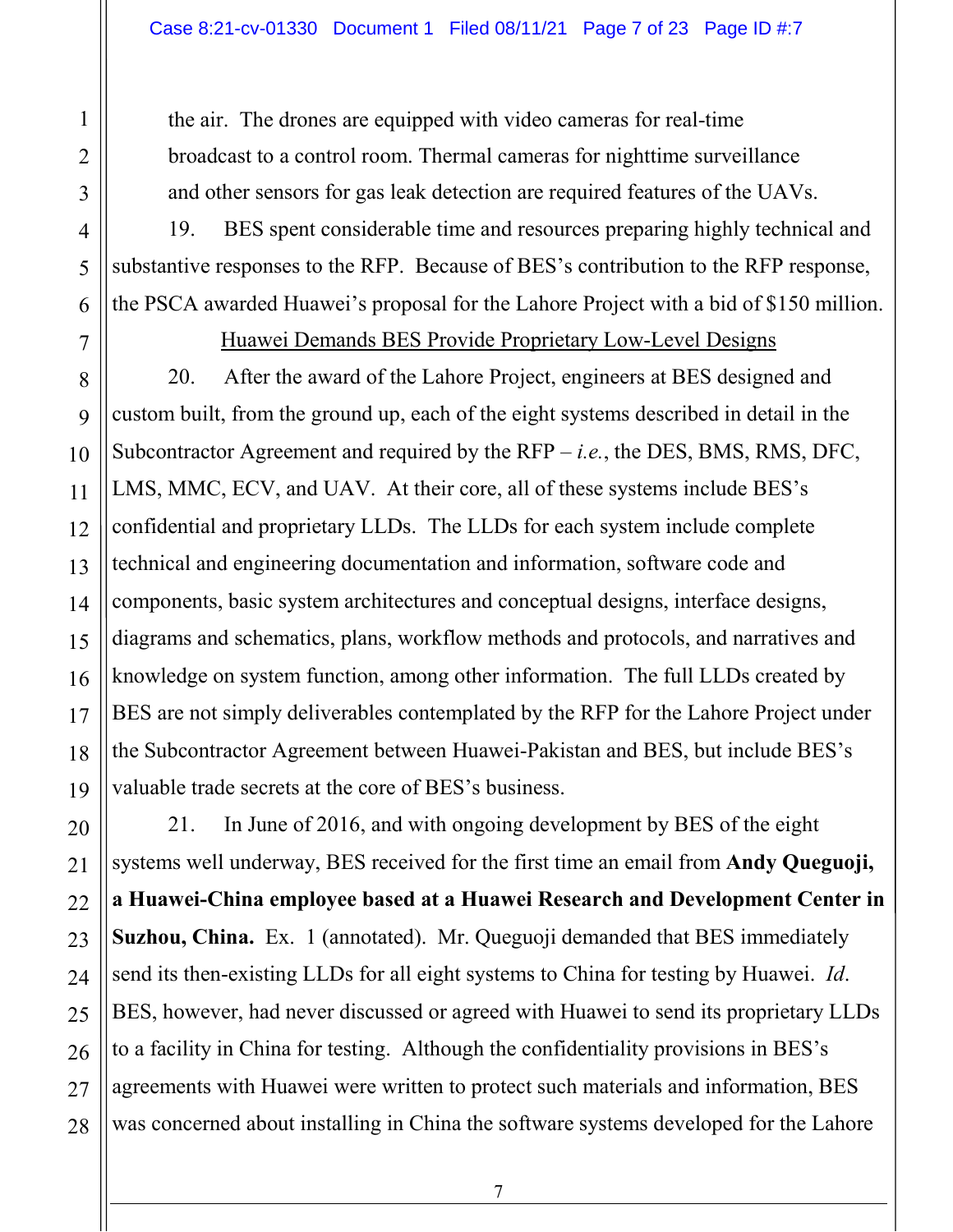the air. The drones are equipped with video cameras for real-time broadcast to a control room. Thermal cameras for nighttime surveillance and other sensors for gas leak detection are required features of the UAVs.

19. BES spent considerable time and resources preparing highly technical and substantive responses to the RFP. Because of BES's contribution to the RFP response, the PSCA awarded Huawei's proposal for the Lahore Project with a bid of $150 million.

<u>Huawei Demands BES Provide Proprietary Low-Level Designs</u>

20. After the award of the Lahore Project, engineers at BES designed and custom built, from the ground up, each of the eight systems described in detail in the Subcontractor Agreement and required by the RFP – *i.e.*, the DES, BMS, RMS, DFC, LMS, MMC, ECV, and UAV. At their core, all of these systems include BES's confidential and proprietary LLDs. The LLDs for each system include complete technical and engineering documentation and information, software code and components, basic system architectures and conceptual designs, interface designs, diagrams and schematics, plans, workflow methods and protocols, and narratives and knowledge on system function, among other information. The full LLDs created by BES are not simply deliverables contemplated by the RFP for the Lahore Project under the Subcontractor Agreement between Huawei-Pakistan and BES, but include BES's valuable trade secrets at the core of BES's business.

21. In June of 2016, and with ongoing development by BES of the eight systems well underway, BES received for the first time an email from **Andy Queguoji, a Huawei-China employee based at a Huawei Research and Development Center in Suzhou, China.** Ex. 1 (annotated). Mr. Queguoji demanded that BES immediately send its then-existing LLDs for all eight systems to China for testing by Huawei. *Id.* BES, however, had never discussed or agreed with Huawei to send its proprietary LLDs to a facility in China for testing. Although the confidentiality provisions in BES's agreements with Huawei were written to protect such materials and information, BES was concerned about installing in China the software systems developed for the Lahore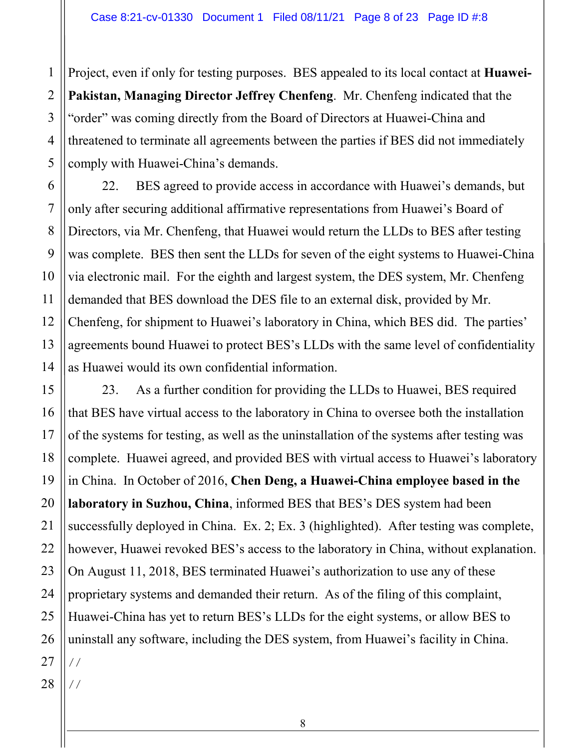Project, even if only for testing purposes. BES appealed to its local contact at **Huawei-Pakistan, Managing Director Jeffrey Chenfeng**. Mr. Chenfeng indicated that the "order" was coming directly from the Board of Directors at Huawei-China and threatened to terminate all agreements between the parties if BES did not immediately comply with Huawei-China's demands.

22. BES agreed to provide access in accordance with Huawei's demands, but only after securing additional affirmative representations from Huawei's Board of Directors, via Mr. Chenfeng, that Huawei would return the LLDs to BES after testing was complete. BES then sent the LLDs for seven of the eight systems to Huawei-China via electronic mail. For the eighth and largest system, the DES system, Mr. Chenfeng demanded that BES download the DES file to an external disk, provided by Mr. Chenfeng, for shipment to Huawei's laboratory in China, which BES did. The parties' agreements bound Huawei to protect BES's LLDs with the same level of confidentiality as Huawei would its own confidential information.

23. As a further condition for providing the LLDs to Huawei, BES required that BES have virtual access to the laboratory in China to oversee both the installation of the systems for testing, as well as the uninstallation of the systems after testing was complete. Huawei agreed, and provided BES with virtual access to Huawei's laboratory in China. In October of 2016, **Chen Deng, a Huawei-China employee based in the laboratory in Suzhou, China**, informed BES that BES's DES system had been successfully deployed in China. Ex. 2; Ex. 3 (highlighted). After testing was complete, however, Huawei revoked BES's access to the laboratory in China, without explanation. On August 11, 2018, BES terminated Huawei's authorization to use any of these proprietary systems and demanded their return. As of the filing of this complaint, Huawei-China has yet to return BES's LLDs for the eight systems, or allow BES to uninstall any software, including the DES system, from Huawei's facility in China.

//

//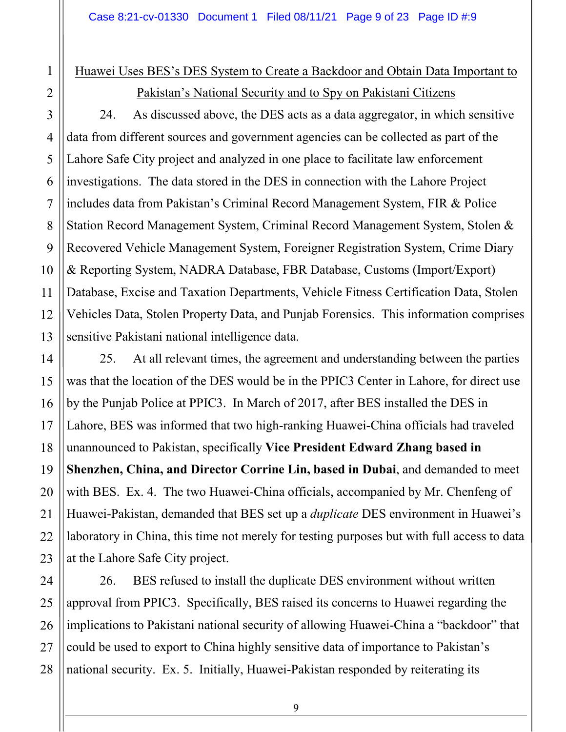Huawei Uses BES's DES System to Create a Backdoor and Obtain Data Important to Pakistan's National Security and to Spy on Pakistani Citizens

24. As discussed above, the DES acts as a data aggregator, in which sensitive data from different sources and government agencies can be collected as part of the Lahore Safe City project and analyzed in one place to facilitate law enforcement investigations. The data stored in the DES in connection with the Lahore Project includes data from Pakistan's Criminal Record Management System, FIR & Police Station Record Management System, Criminal Record Management System, Stolen & Recovered Vehicle Management System, Foreigner Registration System, Crime Diary & Reporting System, NADRA Database, FBR Database, Customs (Import/Export) Database, Excise and Taxation Departments, Vehicle Fitness Certification Data, Stolen Vehicles Data, Stolen Property Data, and Punjab Forensics. This information comprises sensitive Pakistani national intelligence data.

25. At all relevant times, the agreement and understanding between the parties was that the location of the DES would be in the PPIC3 Center in Lahore, for direct use by the Punjab Police at PPIC3. In March of 2017, after BES installed the DES in Lahore, BES was informed that two high-ranking Huawei-China officials had traveled unannounced to Pakistan, specifically **Vice President Edward Zhang based in Shenzhen, China, and Director Corrine Lin, based in Dubai**, and demanded to meet with BES. Ex. 4. The two Huawei-China officials, accompanied by Mr. Chenfeng of Huawei-Pakistan, demanded that BES set up a *duplicate* DES environment in Huawei's laboratory in China, this time not merely for testing purposes but with full access to data at the Lahore Safe City project.

26. BES refused to install the duplicate DES environment without written approval from PPIC3. Specifically, BES raised its concerns to Huawei regarding the implications to Pakistani national security of allowing Huawei-China a "backdoor" that could be used to export to China highly sensitive data of importance to Pakistan's national security. Ex. 5. Initially, Huawei-Pakistan responded by reiterating its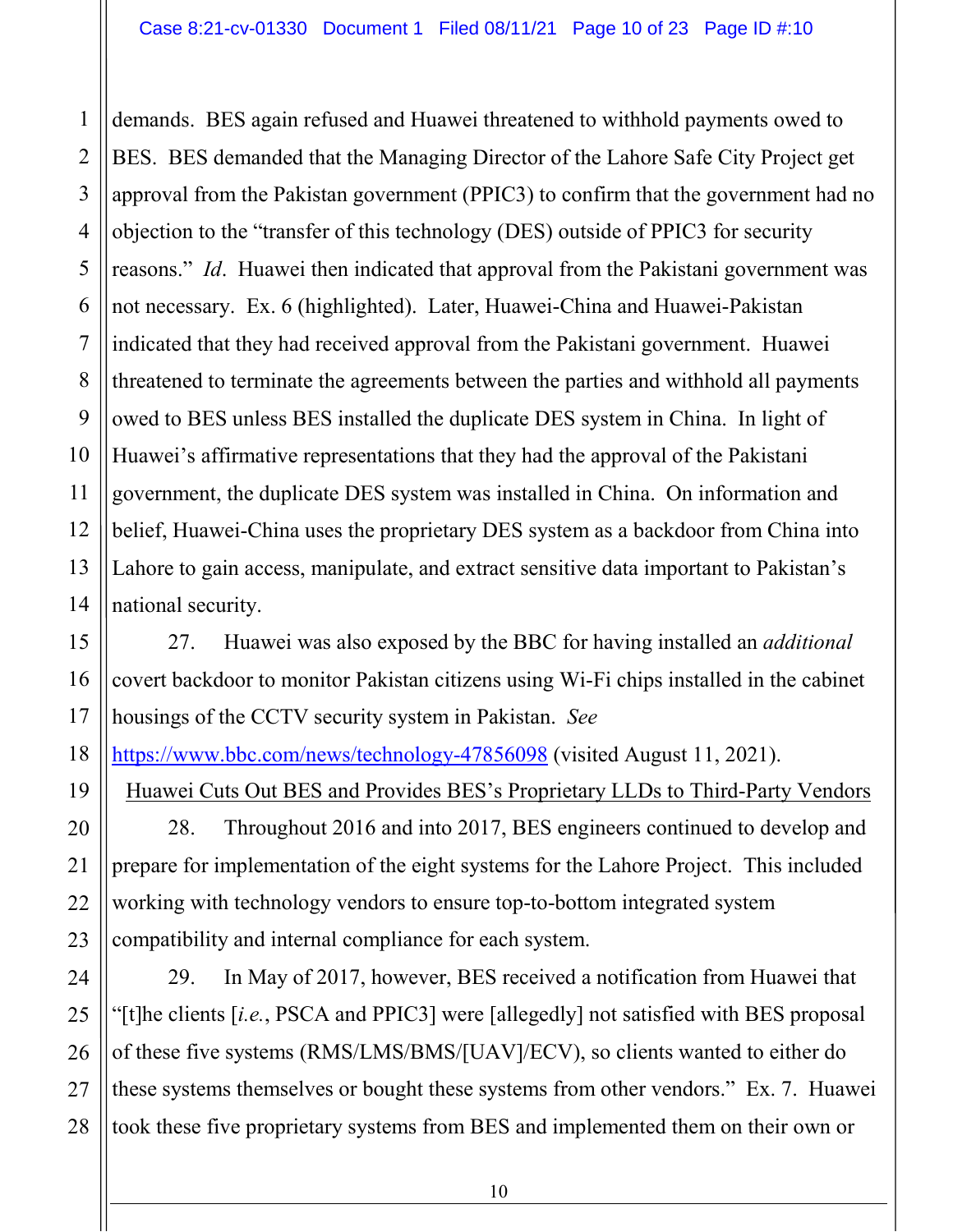demands. BES again refused and Huawei threatened to withhold payments owed to BES. BES demanded that the Managing Director of the Lahore Safe City Project get approval from the Pakistan government (PPIC3) to confirm that the government had no objection to the "transfer of this technology (DES) outside of PPIC3 for security reasons." *Id*. Huawei then indicated that approval from the Pakistani government was not necessary. Ex. 6 (highlighted). Later, Huawei-China and Huawei-Pakistan indicated that they had received approval from the Pakistani government. Huawei threatened to terminate the agreements between the parties and withhold all payments owed to BES unless BES installed the duplicate DES system in China. In light of Huawei's affirmative representations that they had the approval of the Pakistani government, the duplicate DES system was installed in China. On information and belief, Huawei-China uses the proprietary DES system as a backdoor from China into Lahore to gain access, manipulate, and extract sensitive data important to Pakistan's national security.

27. Huawei was also exposed by the BBC for having installed an *additional* covert backdoor to monitor Pakistan citizens using Wi-Fi chips installed in the cabinet housings of the CCTV security system in Pakistan. *See* https://www.bbc.com/news/technology-47856098 (visited August 11, 2021).

<u>Huawei Cuts Out BES and Provides BES's Proprietary LLDs to Third-Party Vendors</u>

28. Throughout 2016 and into 2017, BES engineers continued to develop and prepare for implementation of the eight systems for the Lahore Project. This included working with technology vendors to ensure top-to-bottom integrated system compatibility and internal compliance for each system.

29. In May of 2017, however, BES received a notification from Huawei that "[t]he clients [*i.e.*, PSCA and PPIC3] were [allegedly] not satisfied with BES proposal of these five systems (RMS/LMS/BMS/[UAV]/ECV), so clients wanted to either do these systems themselves or bought these systems from other vendors." Ex. 7. Huawei took these five proprietary systems from BES and implemented them on their own or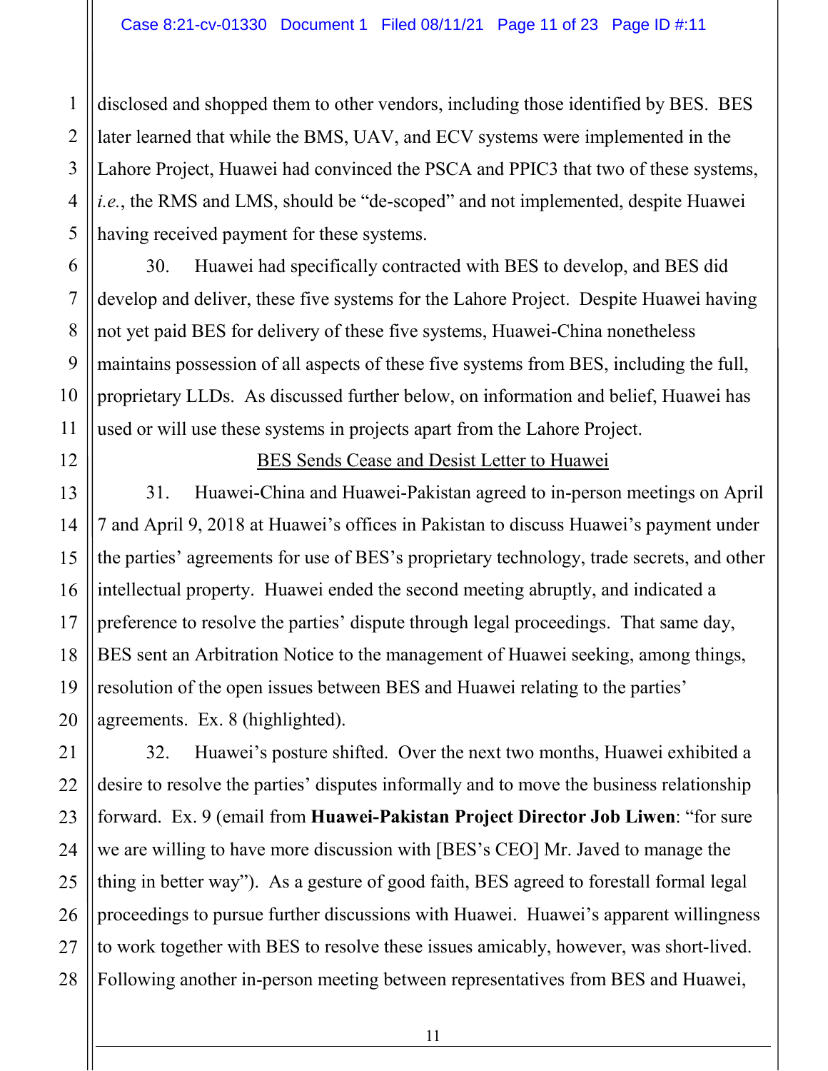disclosed and shopped them to other vendors, including those identified by BES. BES later learned that while the BMS, UAV, and ECV systems were implemented in the Lahore Project, Huawei had convinced the PSCA and PPIC3 that two of these systems, *i.e.*, the RMS and LMS, should be "de-scoped" and not implemented, despite Huawei having received payment for these systems.

30. Huawei had specifically contracted with BES to develop, and BES did develop and deliver, these five systems for the Lahore Project. Despite Huawei having not yet paid BES for delivery of these five systems, Huawei-China nonetheless maintains possession of all aspects of these five systems from BES, including the full, proprietary LLDs. As discussed further below, on information and belief, Huawei has used or will use these systems in projects apart from the Lahore Project.

<u>BES Sends Cease and Desist Letter to Huawei</u>

31. Huawei-China and Huawei-Pakistan agreed to in-person meetings on April 7 and April 9, 2018 at Huawei's offices in Pakistan to discuss Huawei's payment under the parties' agreements for use of BES's proprietary technology, trade secrets, and other intellectual property. Huawei ended the second meeting abruptly, and indicated a preference to resolve the parties' dispute through legal proceedings. That same day, BES sent an Arbitration Notice to the management of Huawei seeking, among things, resolution of the open issues between BES and Huawei relating to the parties' agreements. Ex. 8 (highlighted).

32. Huawei's posture shifted. Over the next two months, Huawei exhibited a desire to resolve the parties' disputes informally and to move the business relationship forward. Ex. 9 (email from **Huawei-Pakistan Project Director Job Liwen**: "for sure we are willing to have more discussion with [BES's CEO] Mr. Javed to manage the thing in better way"). As a gesture of good faith, BES agreed to forestall formal legal proceedings to pursue further discussions with Huawei. Huawei's apparent willingness to work together with BES to resolve these issues amicably, however, was short-lived. Following another in-person meeting between representatives from BES and Huawei,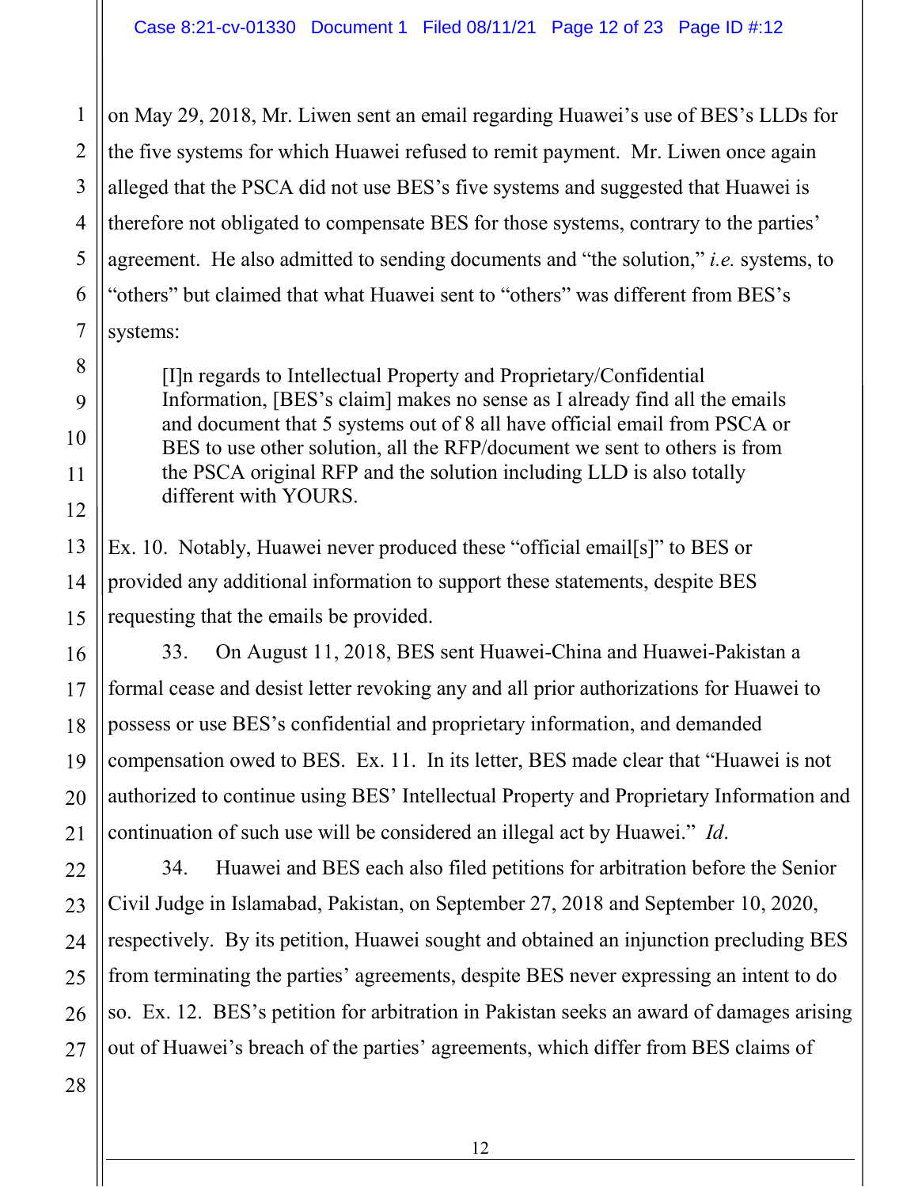on May 29, 2018, Mr. Liwen sent an email regarding Huawei's use of BES's LLDs for the five systems for which Huawei refused to remit payment. Mr. Liwen once again alleged that the PSCA did not use BES's five systems and suggested that Huawei is therefore not obligated to compensate BES for those systems, contrary to the parties' agreement. He also admitted to sending documents and "the solution," *i.e.* systems, to "others" but claimed that what Huawei sent to "others" was different from BES's systems:

> [I]n regards to Intellectual Property and Proprietary/Confidential Information, [BES's claim] makes no sense as I already find all the emails and document that 5 systems out of 8 all have official email from PSCA or BES to use other solution, all the RFP/document we sent to others is from the PSCA original RFP and the solution including LLD is also totally different with YOURS.

Ex. 10. Notably, Huawei never produced these "official email[s]" to BES or provided any additional information to support these statements, despite BES requesting that the emails be provided.

33. On August 11, 2018, BES sent Huawei-China and Huawei-Pakistan a formal cease and desist letter revoking any and all prior authorizations for Huawei to possess or use BES's confidential and proprietary information, and demanded compensation owed to BES. Ex. 11. In its letter, BES made clear that "Huawei is not authorized to continue using BES' Intellectual Property and Proprietary Information and continuation of such use will be considered an illegal act by Huawei." *Id*.

34. Huawei and BES each also filed petitions for arbitration before the Senior Civil Judge in Islamabad, Pakistan, on September 27, 2018 and September 10, 2020, respectively. By its petition, Huawei sought and obtained an injunction precluding BES from terminating the parties' agreements, despite BES never expressing an intent to do so. Ex. 12. BES's petition for arbitration in Pakistan seeks an award of damages arising out of Huawei's breach of the parties' agreements, which differ from BES claims of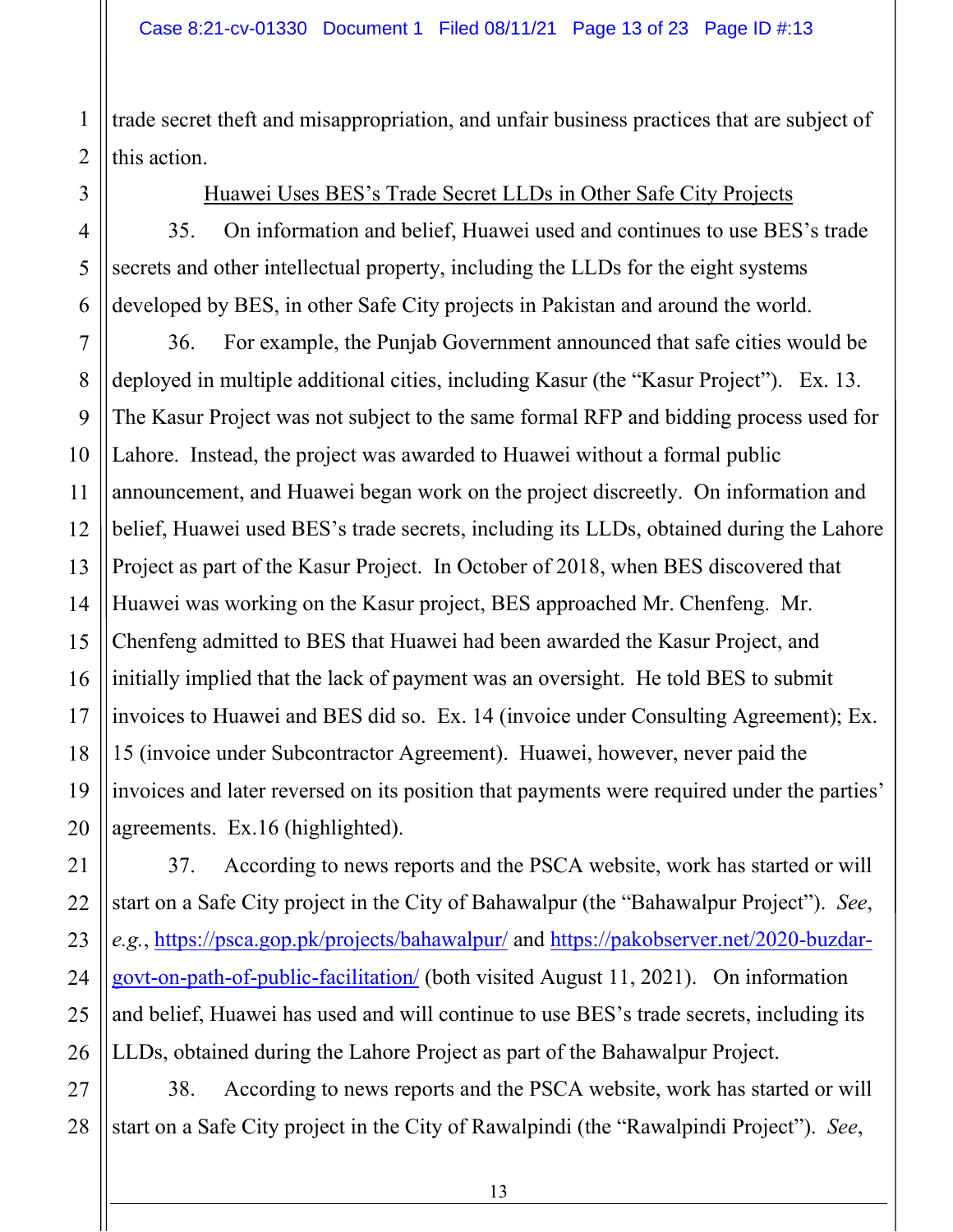trade secret theft and misappropriation, and unfair business practices that are subject of this action.

<u>Huawei Uses BES's Trade Secret LLDs in Other Safe City Projects</u>

35. On information and belief, Huawei used and continues to use BES's trade secrets and other intellectual property, including the LLDs for the eight systems developed by BES, in other Safe City projects in Pakistan and around the world.

36. For example, the Punjab Government announced that safe cities would be deployed in multiple additional cities, including Kasur (the "Kasur Project"). Ex. 13. The Kasur Project was not subject to the same formal RFP and bidding process used for Lahore. Instead, the project was awarded to Huawei without a formal public announcement, and Huawei began work on the project discreetly. On information and belief, Huawei used BES's trade secrets, including its LLDs, obtained during the Lahore Project as part of the Kasur Project. In October of 2018, when BES discovered that Huawei was working on the Kasur project, BES approached Mr. Chenfeng. Mr. Chenfeng admitted to BES that Huawei had been awarded the Kasur Project, and initially implied that the lack of payment was an oversight. He told BES to submit invoices to Huawei and BES did so. Ex. 14 (invoice under Consulting Agreement); Ex. 15 (invoice under Subcontractor Agreement). Huawei, however, never paid the invoices and later reversed on its position that payments were required under the parties' agreements. Ex.16 (highlighted).

37. According to news reports and the PSCA website, work has started or will start on a Safe City project in the City of Bahawalpur (the "Bahawalpur Project"). *See*, *e.g.*, https://psca.gop.pk/projects/bahawalpur/ and https://pakobserver.net/2020-buzdar-govt-on-path-of-public-facilitation/ (both visited August 11, 2021). On information and belief, Huawei has used and will continue to use BES's trade secrets, including its LLDs, obtained during the Lahore Project as part of the Bahawalpur Project.

38. According to news reports and the PSCA website, work has started or will start on a Safe City project in the City of Rawalpindi (the "Rawalpindi Project"). *See*,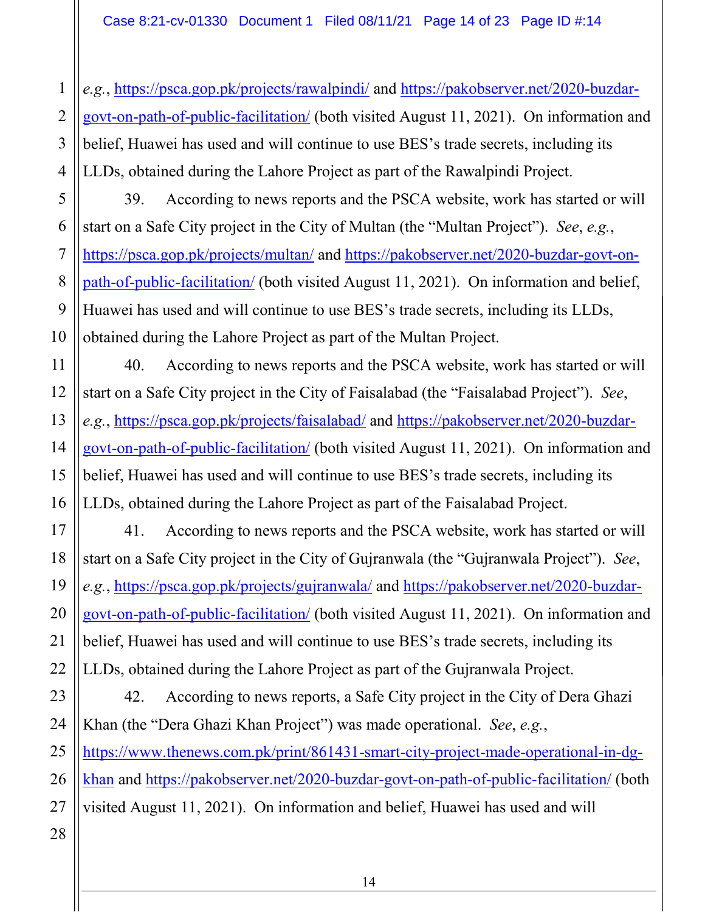*e.g.*, https://psca.gop.pk/projects/rawalpindi/ and https://pakobserver.net/2020-buzdar-govt-on-path-of-public-facilitation/ (both visited August 11, 2021). On information and belief, Huawei has used and will continue to use BES's trade secrets, including its LLDs, obtained during the Lahore Project as part of the Rawalpindi Project.

39. According to news reports and the PSCA website, work has started or will start on a Safe City project in the City of Multan (the "Multan Project"). *See*, *e.g.*, https://psca.gop.pk/projects/multan/ and https://pakobserver.net/2020-buzdar-govt-on-path-of-public-facilitation/ (both visited August 11, 2021). On information and belief, Huawei has used and will continue to use BES's trade secrets, including its LLDs, obtained during the Lahore Project as part of the Multan Project.

40. According to news reports and the PSCA website, work has started or will start on a Safe City project in the City of Faisalabad (the "Faisalabad Project"). *See*, *e.g.*, https://psca.gop.pk/projects/faisalabad/ and https://pakobserver.net/2020-buzdar-govt-on-path-of-public-facilitation/ (both visited August 11, 2021). On information and belief, Huawei has used and will continue to use BES's trade secrets, including its LLDs, obtained during the Lahore Project as part of the Faisalabad Project.

41. According to news reports and the PSCA website, work has started or will start on a Safe City project in the City of Gujranwala (the "Gujranwala Project"). *See*, *e.g.*, https://psca.gop.pk/projects/gujranwala/ and https://pakobserver.net/2020-buzdar-govt-on-path-of-public-facilitation/ (both visited August 11, 2021). On information and belief, Huawei has used and will continue to use BES's trade secrets, including its LLDs, obtained during the Lahore Project as part of the Gujranwala Project.

42. According to news reports, a Safe City project in the City of Dera Ghazi Khan (the "Dera Ghazi Khan Project") was made operational. *See*, *e.g.*, https://www.thenews.com.pk/print/861431-smart-city-project-made-operational-in-dg-khan and https://pakobserver.net/2020-buzdar-govt-on-path-of-public-facilitation/ (both visited August 11, 2021). On information and belief, Huawei has used and will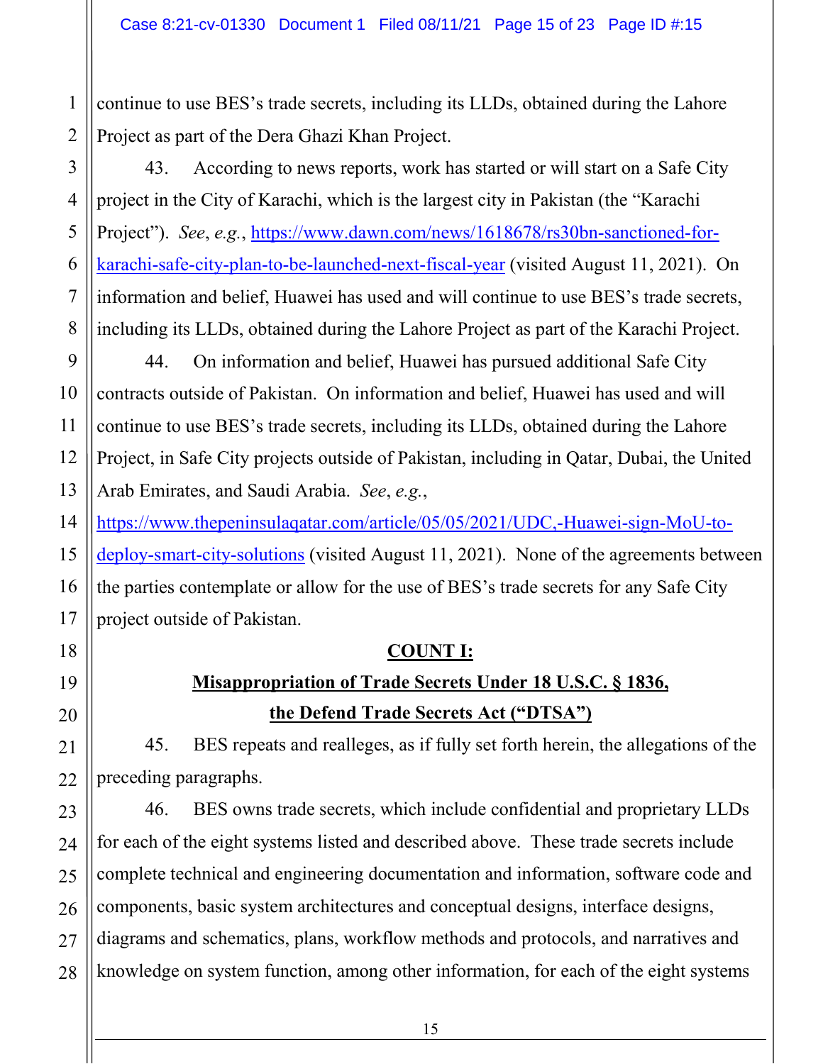continue to use BES's trade secrets, including its LLDs, obtained during the Lahore Project as part of the Dera Ghazi Khan Project.

43. According to news reports, work has started or will start on a Safe City project in the City of Karachi, which is the largest city in Pakistan (the "Karachi Project"). *See*, *e.g.*, https://www.dawn.com/news/1618678/rs30bn-sanctioned-for-karachi-safe-city-plan-to-be-launched-next-fiscal-year (visited August 11, 2021). On information and belief, Huawei has used and will continue to use BES's trade secrets, including its LLDs, obtained during the Lahore Project as part of the Karachi Project.

44. On information and belief, Huawei has pursued additional Safe City contracts outside of Pakistan. On information and belief, Huawei has used and will continue to use BES's trade secrets, including its LLDs, obtained during the Lahore Project, in Safe City projects outside of Pakistan, including in Qatar, Dubai, the United Arab Emirates, and Saudi Arabia. *See*, *e.g.*, https://www.thepeninsulaqatar.com/article/05/05/2021/UDC,-Huawei-sign-MoU-to-deploy-smart-city-solutions (visited August 11, 2021). None of the agreements between the parties contemplate or allow for the use of BES's trade secrets for any Safe City project outside of Pakistan.

## COUNT I:

## Misappropriation of Trade Secrets Under 18 U.S.C. § 1836, the Defend Trade Secrets Act ("DTSA")

45. BES repeats and realleges, as if fully set forth herein, the allegations of the preceding paragraphs.

46. BES owns trade secrets, which include confidential and proprietary LLDs for each of the eight systems listed and described above. These trade secrets include complete technical and engineering documentation and information, software code and components, basic system architectures and conceptual designs, interface designs, diagrams and schematics, plans, workflow methods and protocols, and narratives and knowledge on system function, among other information, for each of the eight systems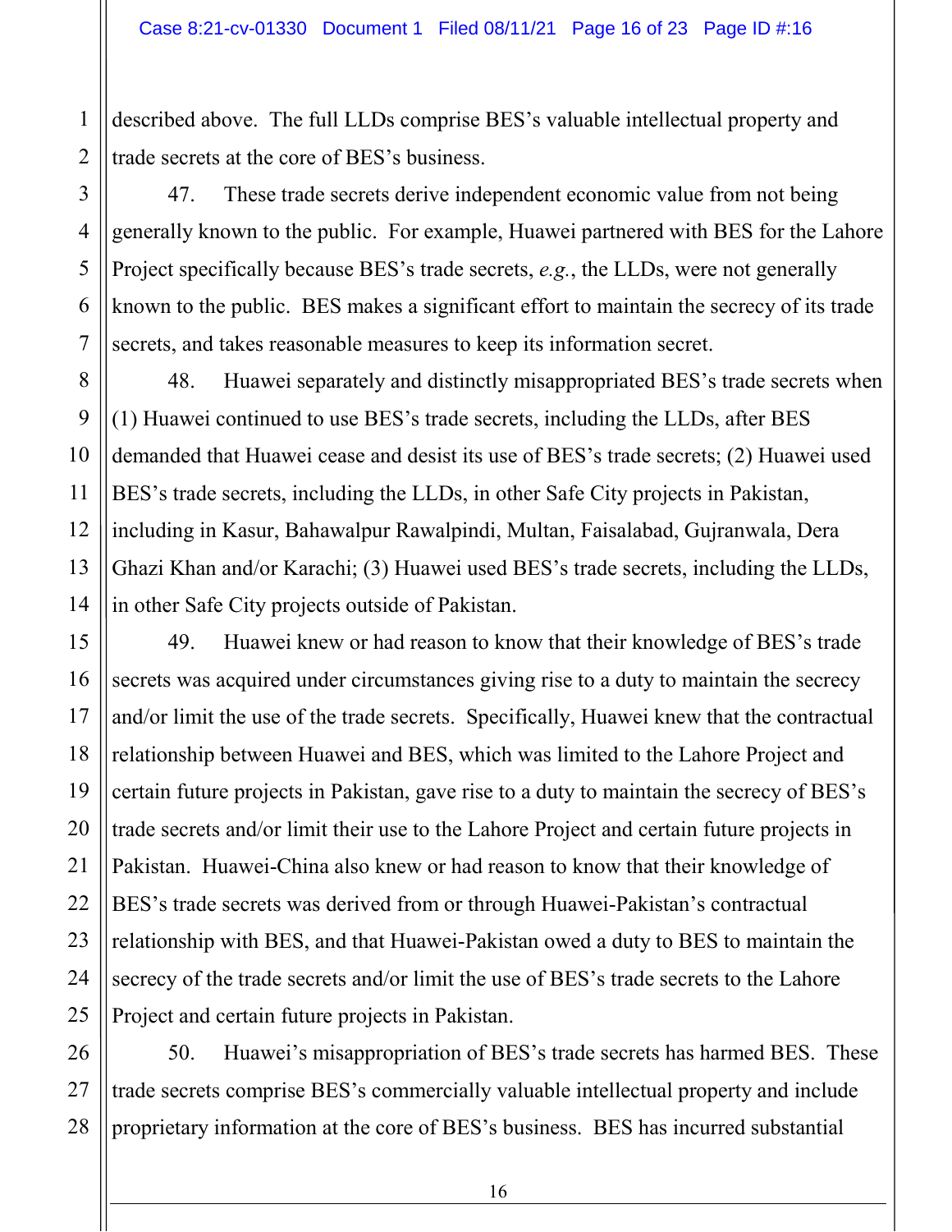described above. The full LLDs comprise BES's valuable intellectual property and trade secrets at the core of BES's business.

47. These trade secrets derive independent economic value from not being generally known to the public. For example, Huawei partnered with BES for the Lahore Project specifically because BES's trade secrets, *e.g.*, the LLDs, were not generally known to the public. BES makes a significant effort to maintain the secrecy of its trade secrets, and takes reasonable measures to keep its information secret.

48. Huawei separately and distinctly misappropriated BES's trade secrets when (1) Huawei continued to use BES's trade secrets, including the LLDs, after BES demanded that Huawei cease and desist its use of BES's trade secrets; (2) Huawei used BES's trade secrets, including the LLDs, in other Safe City projects in Pakistan, including in Kasur, Bahawalpur Rawalpindi, Multan, Faisalabad, Gujranwala, Dera Ghazi Khan and/or Karachi; (3) Huawei used BES's trade secrets, including the LLDs, in other Safe City projects outside of Pakistan.

49. Huawei knew or had reason to know that their knowledge of BES's trade secrets was acquired under circumstances giving rise to a duty to maintain the secrecy and/or limit the use of the trade secrets. Specifically, Huawei knew that the contractual relationship between Huawei and BES, which was limited to the Lahore Project and certain future projects in Pakistan, gave rise to a duty to maintain the secrecy of BES's trade secrets and/or limit their use to the Lahore Project and certain future projects in Pakistan. Huawei-China also knew or had reason to know that their knowledge of BES's trade secrets was derived from or through Huawei-Pakistan's contractual relationship with BES, and that Huawei-Pakistan owed a duty to BES to maintain the secrecy of the trade secrets and/or limit the use of BES's trade secrets to the Lahore Project and certain future projects in Pakistan.

50. Huawei's misappropriation of BES's trade secrets has harmed BES. These trade secrets comprise BES's commercially valuable intellectual property and include proprietary information at the core of BES's business. BES has incurred substantial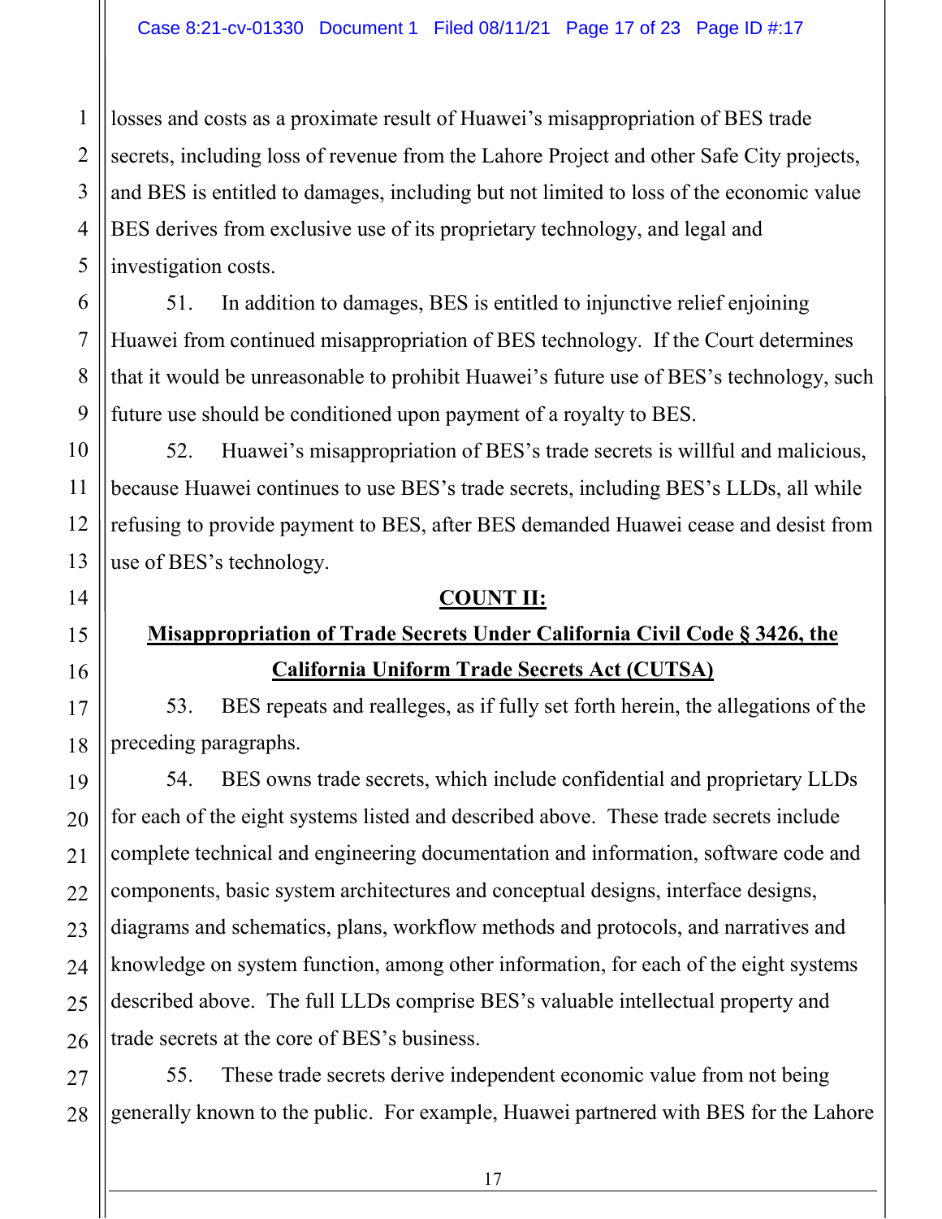losses and costs as a proximate result of Huawei's misappropriation of BES trade secrets, including loss of revenue from the Lahore Project and other Safe City projects, and BES is entitled to damages, including but not limited to loss of the economic value BES derives from exclusive use of its proprietary technology, and legal and investigation costs.

51. In addition to damages, BES is entitled to injunctive relief enjoining Huawei from continued misappropriation of BES technology. If the Court determines that it would be unreasonable to prohibit Huawei's future use of BES's technology, such future use should be conditioned upon payment of a royalty to BES.

52. Huawei's misappropriation of BES's trade secrets is willful and malicious, because Huawei continues to use BES's trade secrets, including BES's LLDs, all while refusing to provide payment to BES, after BES demanded Huawei cease and desist from use of BES's technology.

## COUNT II:
## Misappropriation of Trade Secrets Under California Civil Code § 3426, the California Uniform Trade Secrets Act (CUTSA)

53. BES repeats and realleges, as if fully set forth herein, the allegations of the preceding paragraphs.

54. BES owns trade secrets, which include confidential and proprietary LLDs for each of the eight systems listed and described above. These trade secrets include complete technical and engineering documentation and information, software code and components, basic system architectures and conceptual designs, interface designs, diagrams and schematics, plans, workflow methods and protocols, and narratives and knowledge on system function, among other information, for each of the eight systems described above. The full LLDs comprise BES's valuable intellectual property and trade secrets at the core of BES's business.

55. These trade secrets derive independent economic value from not being generally known to the public. For example, Huawei partnered with BES for the Lahore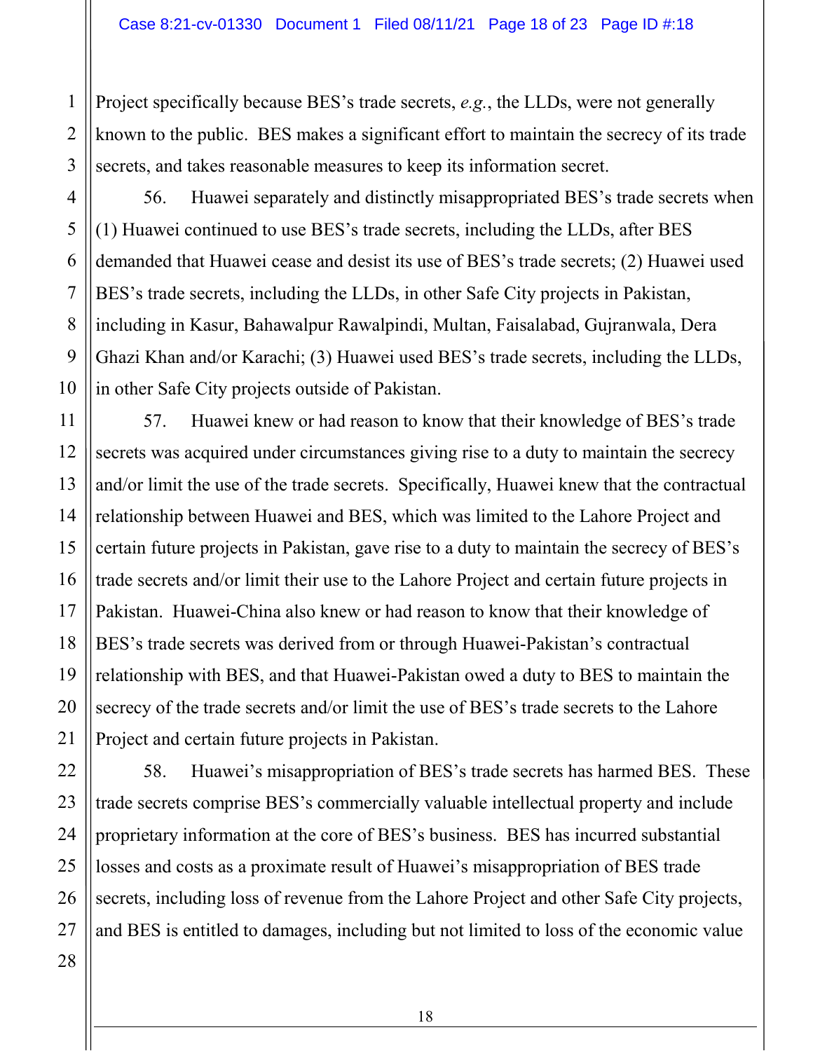Project specifically because BES's trade secrets, *e.g.*, the LLDs, were not generally known to the public. BES makes a significant effort to maintain the secrecy of its trade secrets, and takes reasonable measures to keep its information secret.

56. Huawei separately and distinctly misappropriated BES's trade secrets when (1) Huawei continued to use BES's trade secrets, including the LLDs, after BES demanded that Huawei cease and desist its use of BES's trade secrets; (2) Huawei used BES's trade secrets, including the LLDs, in other Safe City projects in Pakistan, including in Kasur, Bahawalpur Rawalpindi, Multan, Faisalabad, Gujranwala, Dera Ghazi Khan and/or Karachi; (3) Huawei used BES's trade secrets, including the LLDs, in other Safe City projects outside of Pakistan.

57. Huawei knew or had reason to know that their knowledge of BES's trade secrets was acquired under circumstances giving rise to a duty to maintain the secrecy and/or limit the use of the trade secrets. Specifically, Huawei knew that the contractual relationship between Huawei and BES, which was limited to the Lahore Project and certain future projects in Pakistan, gave rise to a duty to maintain the secrecy of BES's trade secrets and/or limit their use to the Lahore Project and certain future projects in Pakistan. Huawei-China also knew or had reason to know that their knowledge of BES's trade secrets was derived from or through Huawei-Pakistan's contractual relationship with BES, and that Huawei-Pakistan owed a duty to BES to maintain the secrecy of the trade secrets and/or limit the use of BES's trade secrets to the Lahore Project and certain future projects in Pakistan.

58. Huawei's misappropriation of BES's trade secrets has harmed BES. These trade secrets comprise BES's commercially valuable intellectual property and include proprietary information at the core of BES's business. BES has incurred substantial losses and costs as a proximate result of Huawei's misappropriation of BES trade secrets, including loss of revenue from the Lahore Project and other Safe City projects, and BES is entitled to damages, including but not limited to loss of the economic value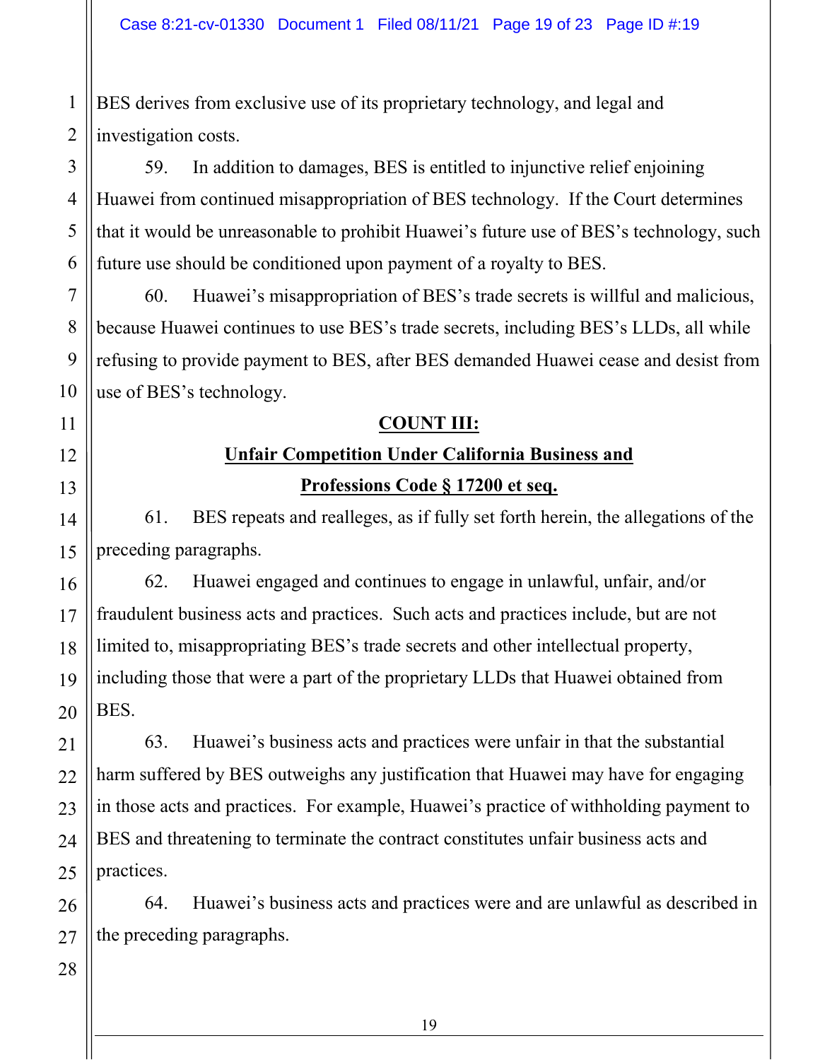BES derives from exclusive use of its proprietary technology, and legal and investigation costs.

59. In addition to damages, BES is entitled to injunctive relief enjoining Huawei from continued misappropriation of BES technology. If the Court determines that it would be unreasonable to prohibit Huawei's future use of BES's technology, such future use should be conditioned upon payment of a royalty to BES.

60. Huawei's misappropriation of BES's trade secrets is willful and malicious, because Huawei continues to use BES's trade secrets, including BES's LLDs, all while refusing to provide payment to BES, after BES demanded Huawei cease and desist from use of BES's technology.

## COUNT III:

## Unfair Competition Under California Business and Professions Code § 17200 et seq.

61. BES repeats and realleges, as if fully set forth herein, the allegations of the preceding paragraphs.

62. Huawei engaged and continues to engage in unlawful, unfair, and/or fraudulent business acts and practices. Such acts and practices include, but are not limited to, misappropriating BES's trade secrets and other intellectual property, including those that were a part of the proprietary LLDs that Huawei obtained from BES.

63. Huawei's business acts and practices were unfair in that the substantial harm suffered by BES outweighs any justification that Huawei may have for engaging in those acts and practices. For example, Huawei's practice of withholding payment to BES and threatening to terminate the contract constitutes unfair business acts and practices.

64. Huawei's business acts and practices were and are unlawful as described in the preceding paragraphs.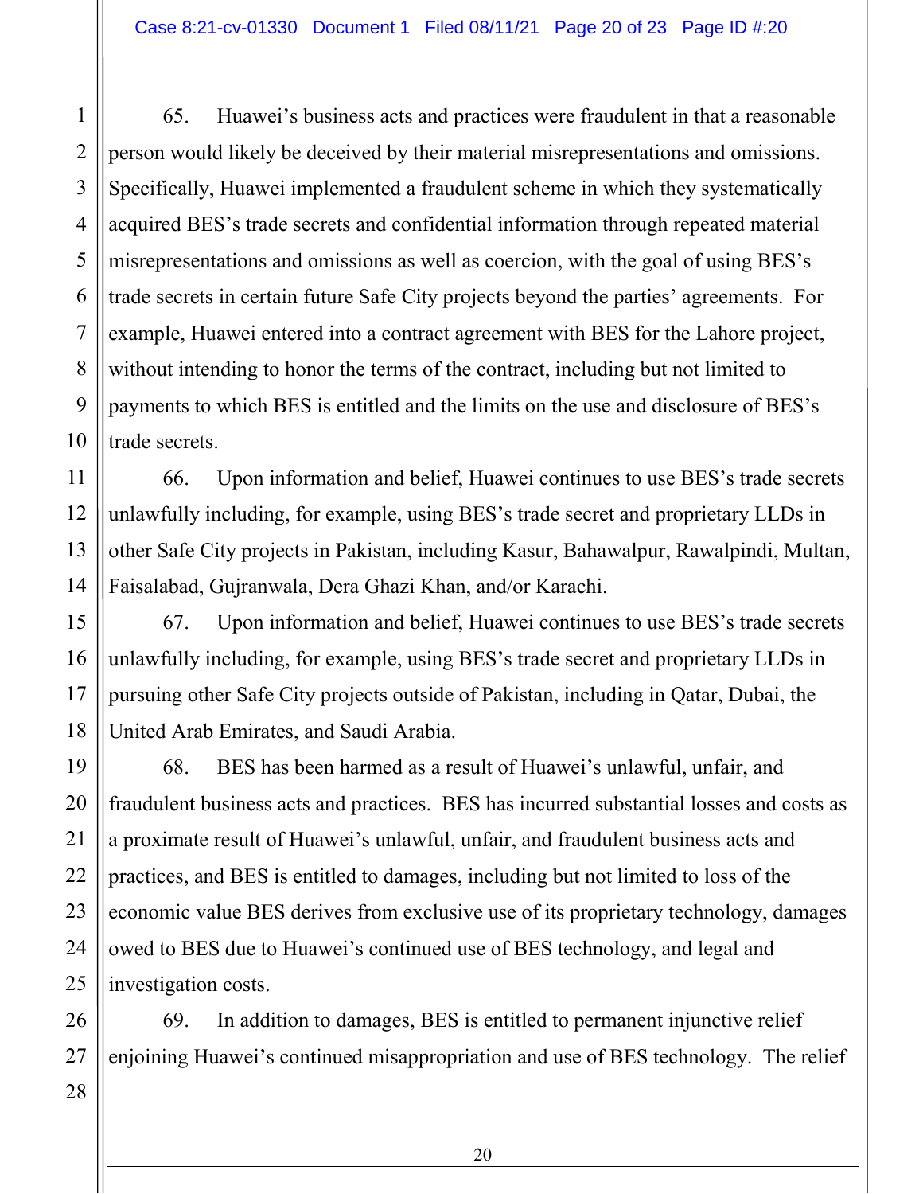65. Huawei's business acts and practices were fraudulent in that a reasonable person would likely be deceived by their material misrepresentations and omissions. Specifically, Huawei implemented a fraudulent scheme in which they systematically acquired BES's trade secrets and confidential information through repeated material misrepresentations and omissions as well as coercion, with the goal of using BES's trade secrets in certain future Safe City projects beyond the parties' agreements. For example, Huawei entered into a contract agreement with BES for the Lahore project, without intending to honor the terms of the contract, including but not limited to payments to which BES is entitled and the limits on the use and disclosure of BES's trade secrets.

66. Upon information and belief, Huawei continues to use BES's trade secrets unlawfully including, for example, using BES's trade secret and proprietary LLDs in other Safe City projects in Pakistan, including Kasur, Bahawalpur, Rawalpindi, Multan, Faisalabad, Gujranwala, Dera Ghazi Khan, and/or Karachi.

67. Upon information and belief, Huawei continues to use BES's trade secrets unlawfully including, for example, using BES's trade secret and proprietary LLDs in pursuing other Safe City projects outside of Pakistan, including in Qatar, Dubai, the United Arab Emirates, and Saudi Arabia.

68. BES has been harmed as a result of Huawei's unlawful, unfair, and fraudulent business acts and practices. BES has incurred substantial losses and costs as a proximate result of Huawei's unlawful, unfair, and fraudulent business acts and practices, and BES is entitled to damages, including but not limited to loss of the economic value BES derives from exclusive use of its proprietary technology, damages owed to BES due to Huawei's continued use of BES technology, and legal and investigation costs.

69. In addition to damages, BES is entitled to permanent injunctive relief enjoining Huawei's continued misappropriation and use of BES technology. The relief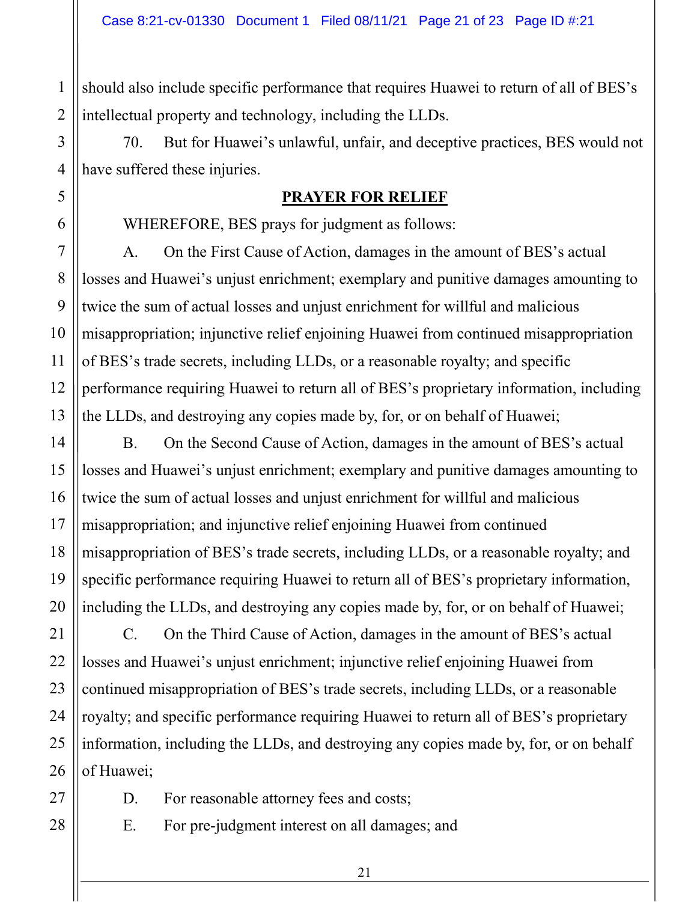should also include specific performance that requires Huawei to return of all of BES's intellectual property and technology, including the LLDs.

70. But for Huawei's unlawful, unfair, and deceptive practices, BES would not have suffered these injuries.

## PRAYER FOR RELIEF

WHEREFORE, BES prays for judgment as follows:

A. On the First Cause of Action, damages in the amount of BES's actual losses and Huawei's unjust enrichment; exemplary and punitive damages amounting to twice the sum of actual losses and unjust enrichment for willful and malicious misappropriation; injunctive relief enjoining Huawei from continued misappropriation of BES's trade secrets, including LLDs, or a reasonable royalty; and specific performance requiring Huawei to return all of BES's proprietary information, including the LLDs, and destroying any copies made by, for, or on behalf of Huawei;

B. On the Second Cause of Action, damages in the amount of BES's actual losses and Huawei's unjust enrichment; exemplary and punitive damages amounting to twice the sum of actual losses and unjust enrichment for willful and malicious misappropriation; and injunctive relief enjoining Huawei from continued misappropriation of BES's trade secrets, including LLDs, or a reasonable royalty; and specific performance requiring Huawei to return all of BES's proprietary information, including the LLDs, and destroying any copies made by, for, or on behalf of Huawei;

C. On the Third Cause of Action, damages in the amount of BES's actual losses and Huawei's unjust enrichment; injunctive relief enjoining Huawei from continued misappropriation of BES's trade secrets, including LLDs, or a reasonable royalty; and specific performance requiring Huawei to return all of BES's proprietary information, including the LLDs, and destroying any copies made by, for, or on behalf of Huawei;

D. For reasonable attorney fees and costs;

E. For pre-judgment interest on all damages; and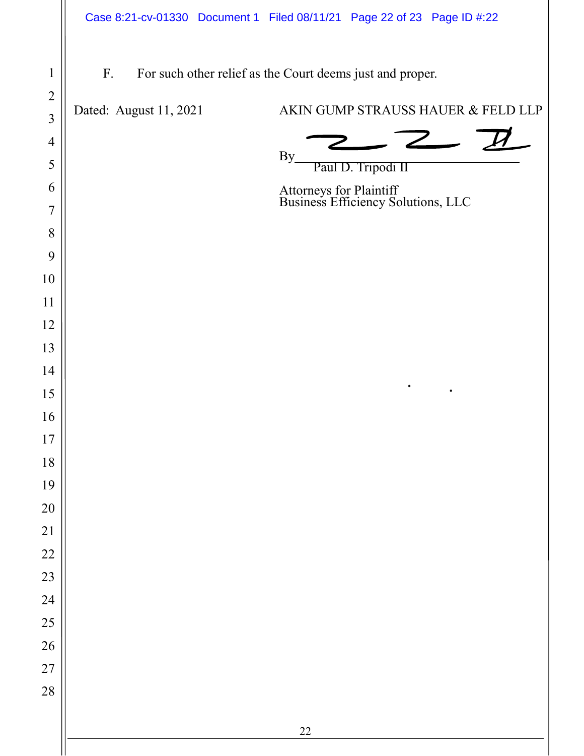F. For such other relief as the Court deems just and proper.

Dated: August 11, 2021

AKIN GUMP STRAUSS HAUER & FELD LLP

By ______________________
Paul D. Tripodi II

Attorneys for Plaintiff
Business Efficiency Solutions, LLC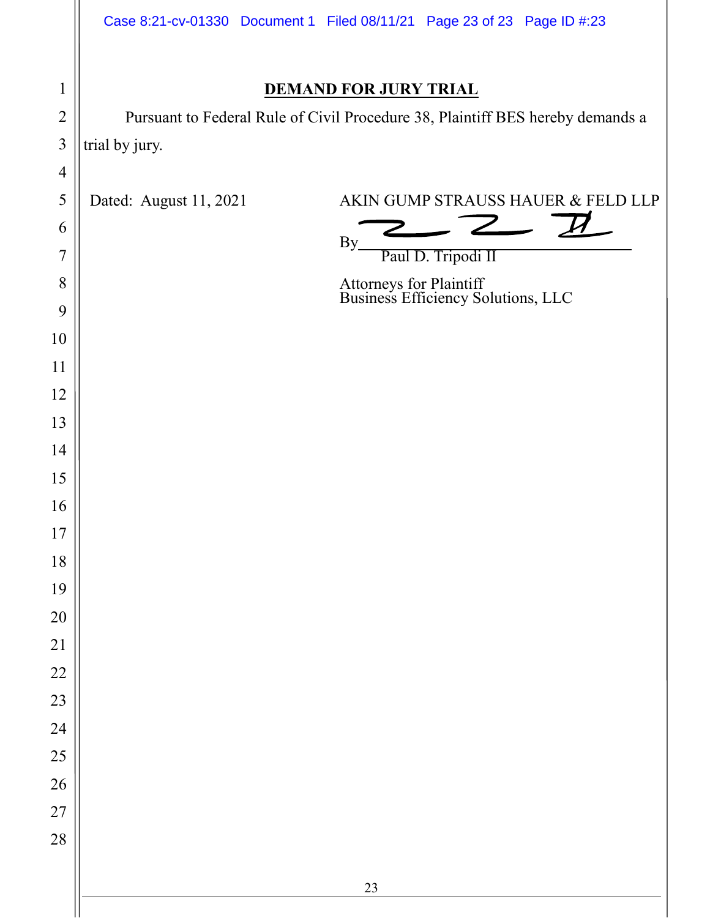**DEMAND FOR JURY TRIAL**

Pursuant to Federal Rule of Civil Procedure 38, Plaintiff BES hereby demands a trial by jury.

Dated: August 11, 2021

AKIN GUMP STRAUSS HAUER & FELD LLP

By ______________________
Paul D. Tripodi II

Attorneys for Plaintiff
Business Efficiency Solutions, LLC